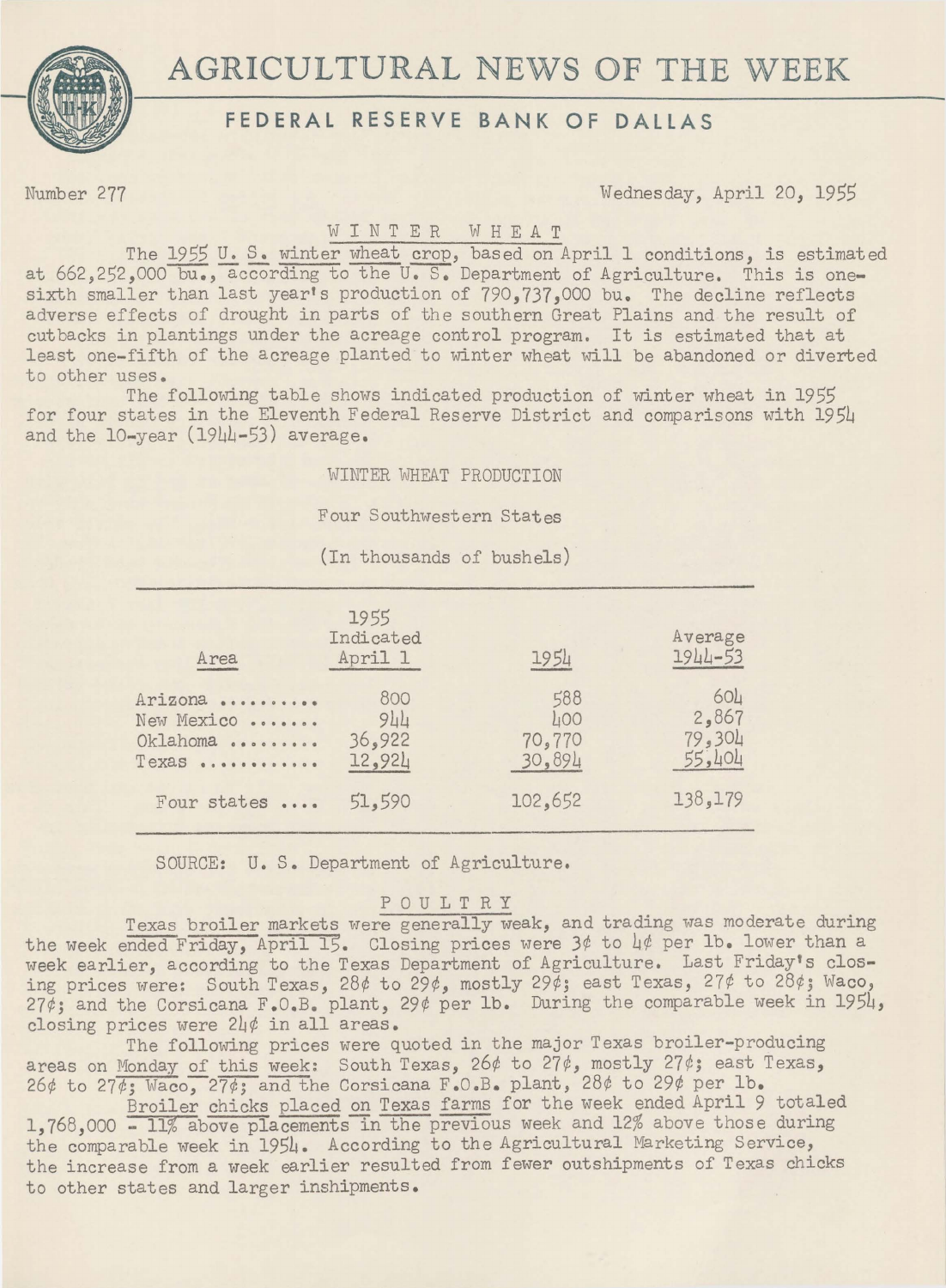# AGRICULTURAL NEWS OF THE WEEK

## FEDERAL RESERVE BANK OF DALLAS

Number 277 Wednesday, April 20, 1955

### WINTER WHEAT

The 1955 U. S. winter wheat crop, based on April 1 conditions, is estimated at 662,252,000 bu., according to the U. S. Department of Agriculture. This is one-sixth smaller than last year's production of 790,737,000 bu. The decline reflects adverse effects of drought in parts of the southern Great Plains and the result of cutbacks in plantings under the acreage control program. It is estimated that at least one-fifth of the acreage planted to winter wheat will be abandoned or diverted to other uses.

The following table shows indicated production of winter wheat in 1955 for four states in the Eleventh Federal Reserve District and comparisons with 1954 and the 10-year (1944-53) average.

WINTER WHEAT PRODUCTION

Four Southwestern States

(In thousands of bushels)

| Area | 1955 Indicated April 1 | 1954 | Average 1944-53 |
|---|---|---|---|
| Arizona .......... | 800 | 588 | 604 |
| New Mexico ....... | 944 | 400 | 2,867 |
| Oklahoma ......... | 36,922 | 70,770 | 79,304 |
| Texas ............ | 12,924 | 30,894 | 55,404 |
| Four states .... | 51,590 | 102,652 | 138,179 |

SOURCE: U. S. Department of Agriculture.

### POULTRY

Texas broiler markets were generally weak, and trading was moderate during the week ended Friday, April 15. Closing prices were 3¢ to 4¢ per lb. lower than a week earlier, according to the Texas Department of Agriculture. Last Friday's closing prices were: South Texas, 28¢ to 29¢, mostly 29¢; east Texas, 27¢ to 28¢; Waco, 27¢; and the Corsicana F.O.B. plant, 29¢ per lb. During the comparable week in 1954, closing prices were 24¢ in all areas.

The following prices were quoted in the major Texas broiler-producing areas on Monday of this week: South Texas, 26¢ to 27¢, mostly 27¢; east Texas, 26¢ to 27¢; Waco, 27¢; and the Corsicana F.O.B. plant, 28¢ to 29¢ per lb.

Broiler chicks placed on Texas farms for the week ended April 9 totaled 1,768,000 - 11% above placements in the previous week and 12% above those during the comparable week in 1954. According to the Agricultural Marketing Service, the increase from a week earlier resulted from fewer outshipments of Texas chicks to other states and larger inshipments.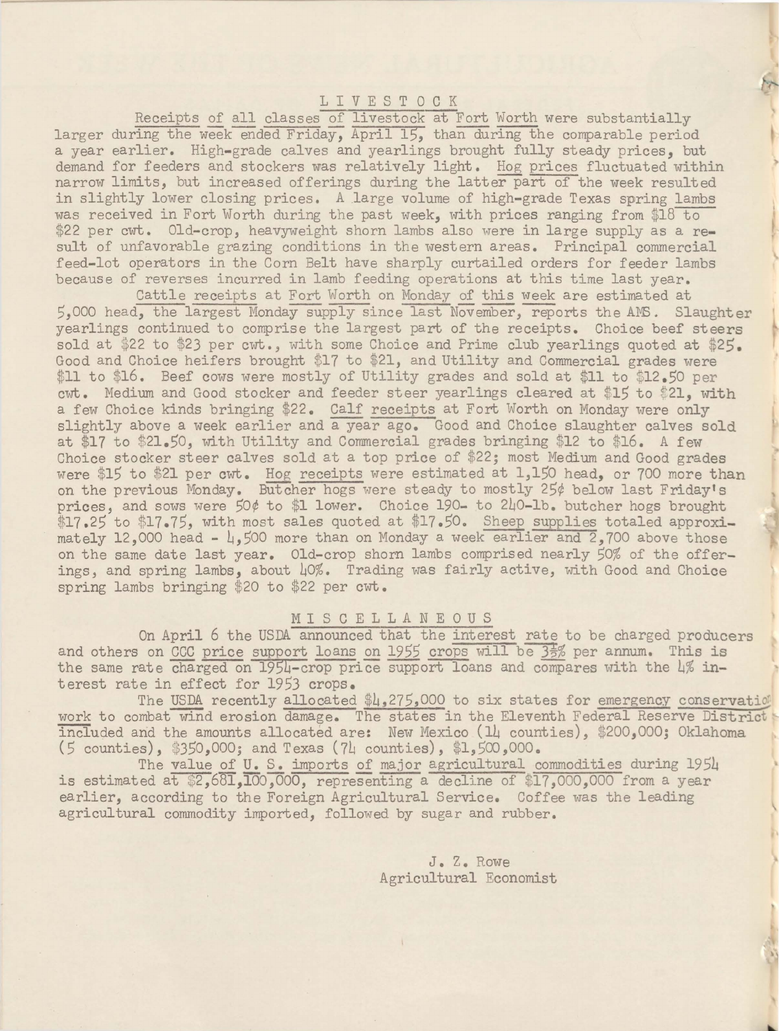## LIVESTOCK

Receipts of all classes of livestock at Fort Worth were substantially larger during the week ended Friday, April 15, than during the comparable period a year earlier. High-grade calves and yearlings brought fully steady prices, but demand for feeders and stockers was relatively light. Hog prices fluctuated within narrow limits, but increased offerings during the latter part of the week resulted in slightly lower closing prices. A large volume of high-grade Texas spring lambs was received in Fort Worth during the past week, with prices ranging from $18 to $22 per cwt. Old-crop, heavyweight shorn lambs also were in large supply as a result of unfavorable grazing conditions in the western areas. Principal commercial feed-lot operators in the Corn Belt have sharply curtailed orders for feeder lambs because of reverses incurred in lamb feeding operations at this time last year.

Cattle receipts at Fort Worth on Monday of this week are estimated at 5,000 head, the largest Monday supply since last November, reports the AMS. Slaughter yearlings continued to comprise the largest part of the receipts. Choice beef steers sold at $22 to $23 per cwt., with some Choice and Prime club yearlings quoted at $25. Good and Choice heifers brought $17 to $21, and Utility and Commercial grades were $11 to $16. Beef cows were mostly of Utility grades and sold at $11 to $12.50 per cwt. Medium and Good stocker and feeder steer yearlings cleared at $15 to $21, with a few Choice kinds bringing $22. Calf receipts at Fort Worth on Monday were only slightly above a week earlier and a year ago. Good and Choice slaughter calves sold at $17 to $21.50, with Utility and Commercial grades bringing $12 to $16. A few Choice stocker steer calves sold at a top price of $22; most Medium and Good grades were $15 to $21 per cwt. Hog receipts were estimated at 1,150 head, or 700 more than on the previous Monday. Butcher hogs were steady to mostly 25¢ below last Friday's prices, and sows were 50¢ to $1 lower. Choice 190- to 240-lb. butcher hogs brought $17.25 to $17.75, with most sales quoted at $17.50. Sheep supplies totaled approximately 12,000 head - 4,500 more than on Monday a week earlier and 2,700 above those on the same date last year. Old-crop shorn lambs comprised nearly 50% of the offerings, and spring lambs, about 40%. Trading was fairly active, with Good and Choice spring lambs bringing $20 to $22 per cwt.

## MISCELLANEOUS

On April 6 the USDA announced that the interest rate to be charged producers and others on CCC price support loans on 1955 crops will be 3½% per annum. This is the same rate charged on 1954-crop price support loans and compares with the 4% interest rate in effect for 1953 crops.

The USDA recently allocated $4,275,000 to six states for emergency conservation work to combat wind erosion damage. The states in the Eleventh Federal Reserve District included and the amounts allocated are: New Mexico (14 counties), $200,000; Oklahoma (5 counties), $350,000; and Texas (74 counties), $1,500,000.

The value of U. S. imports of major agricultural commodities during 1954 is estimated at $2,681,100,000, representing a decline of $17,000,000 from a year earlier, according to the Foreign Agricultural Service. Coffee was the leading agricultural commodity imported, followed by sugar and rubber.

J. Z. Rowe
Agricultural Economist